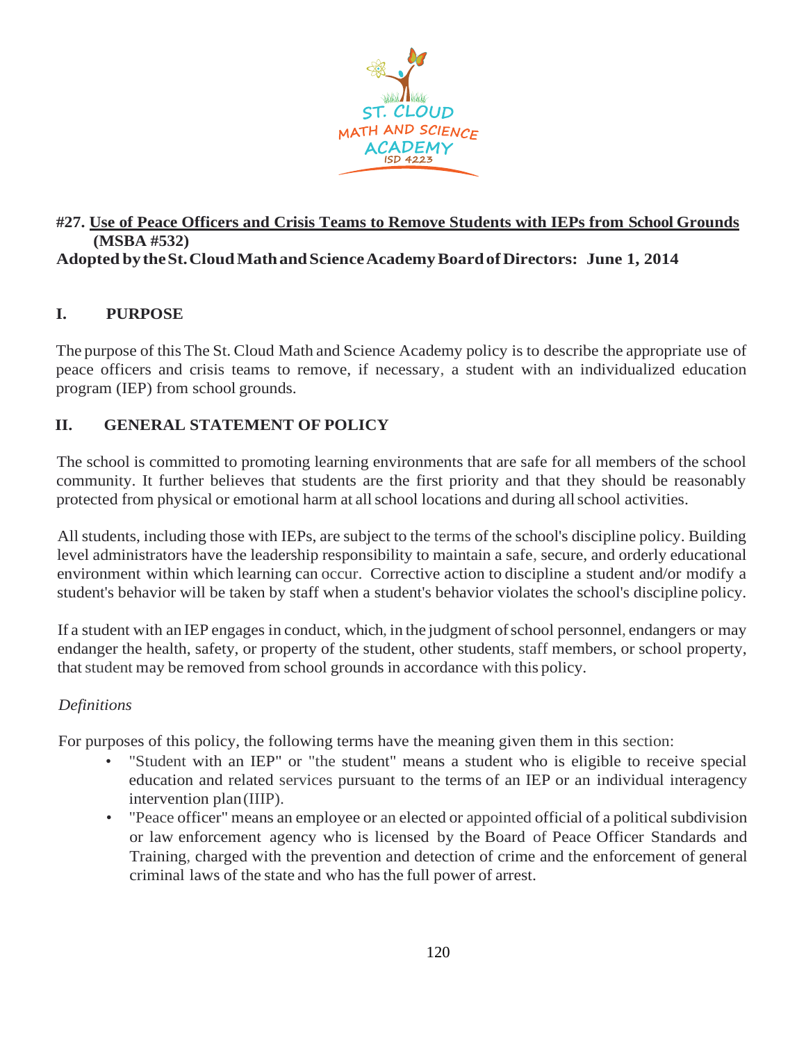# #27. Use of Peace Officers and Crisis Teams to Remove Students with IEPs from School Grounds (MSBA #532)

**Adopted by the St. Cloud Math and Science Academy Board of Directors: June 1, 2014**

## I. PURPOSE

The purpose of this The St. Cloud Math and Science Academy policy is to describe the appropriate use of peace officers and crisis teams to remove, if necessary, a student with an individualized education program (IEP) from school grounds.

## II. GENERAL STATEMENT OF POLICY

The school is committed to promoting learning environments that are safe for all members of the school community. It further believes that students are the first priority and that they should be reasonably protected from physical or emotional harm at all school locations and during all school activities.

All students, including those with IEPs, are subject to the terms of the school's discipline policy. Building level administrators have the leadership responsibility to maintain a safe, secure, and orderly educational environment within which learning can occur. Corrective action to discipline a student and/or modify a student's behavior will be taken by staff when a student's behavior violates the school's discipline policy.

If a student with an IEP engages in conduct, which, in the judgment of school personnel, endangers or may endanger the health, safety, or property of the student, other students, staff members, or school property, that student may be removed from school grounds in accordance with this policy.

*Definitions*

For purposes of this policy, the following terms have the meaning given them in this section:

- "Student with an IEP" or "the student" means a student who is eligible to receive special education and related services pursuant to the terms of an IEP or an individual interagency intervention plan (IIIP).
- "Peace officer" means an employee or an elected or appointed official of a political subdivision or law enforcement agency who is licensed by the Board of Peace Officer Standards and Training, charged with the prevention and detection of crime and the enforcement of general criminal laws of the state and who has the full power of arrest.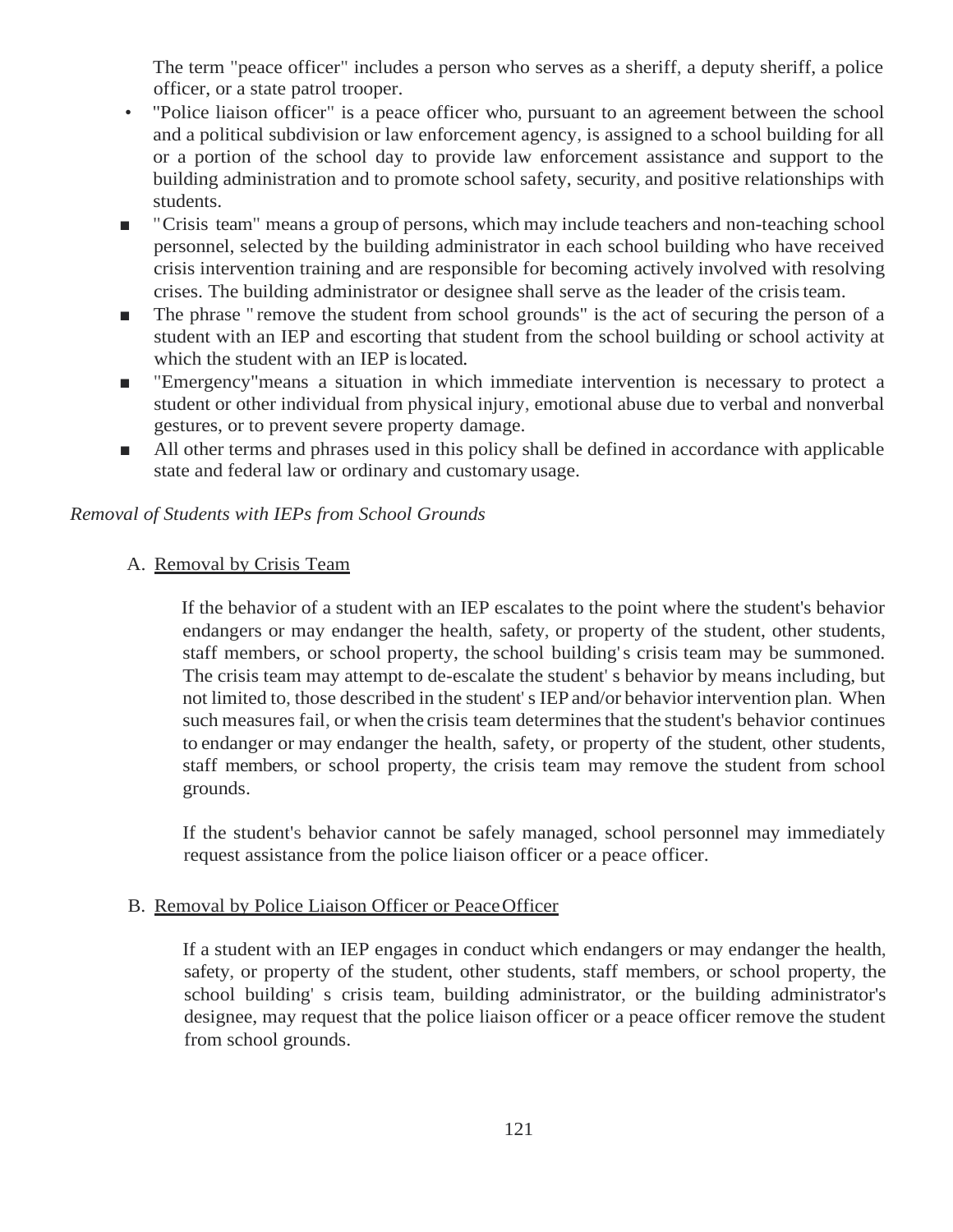The term "peace officer" includes a person who serves as a sheriff, a deputy sheriff, a police officer, or a state patrol trooper.

- "Police liaison officer" is a peace officer who, pursuant to an agreement between the school and a political subdivision or law enforcement agency, is assigned to a school building for all or a portion of the school day to provide law enforcement assistance and support to the building administration and to promote school safety, security, and positive relationships with students.
- "Crisis team" means a group of persons, which may include teachers and non-teaching school personnel, selected by the building administrator in each school building who have received crisis intervention training and are responsible for becoming actively involved with resolving crises. The building administrator or designee shall serve as the leader of the crisis team.
- The phrase "remove the student from school grounds" is the act of securing the person of a student with an IEP and escorting that student from the school building or school activity at which the student with an IEP is located.
- "Emergency" means a situation in which immediate intervention is necessary to protect a student or other individual from physical injury, emotional abuse due to verbal and nonverbal gestures, or to prevent severe property damage.
- All other terms and phrases used in this policy shall be defined in accordance with applicable state and federal law or ordinary and customary usage.

*Removal of Students with IEPs from School Grounds*

A. Removal by Crisis Team

If the behavior of a student with an IEP escalates to the point where the student's behavior endangers or may endanger the health, safety, or property of the student, other students, staff members, or school property, the school building's crisis team may be summoned. The crisis team may attempt to de-escalate the student's behavior by means including, but not limited to, those described in the student's IEP and/or behavior intervention plan. When such measures fail, or when the crisis team determines that the student's behavior continues to endanger or may endanger the health, safety, or property of the student, other students, staff members, or school property, the crisis team may remove the student from school grounds.

If the student's behavior cannot be safely managed, school personnel may immediately request assistance from the police liaison officer or a peace officer.

B. Removal by Police Liaison Officer or Peace Officer

If a student with an IEP engages in conduct which endangers or may endanger the health, safety, or property of the student, other students, staff members, or school property, the school building's crisis team, building administrator, or the building administrator's designee, may request that the police liaison officer or a peace officer remove the student from school grounds.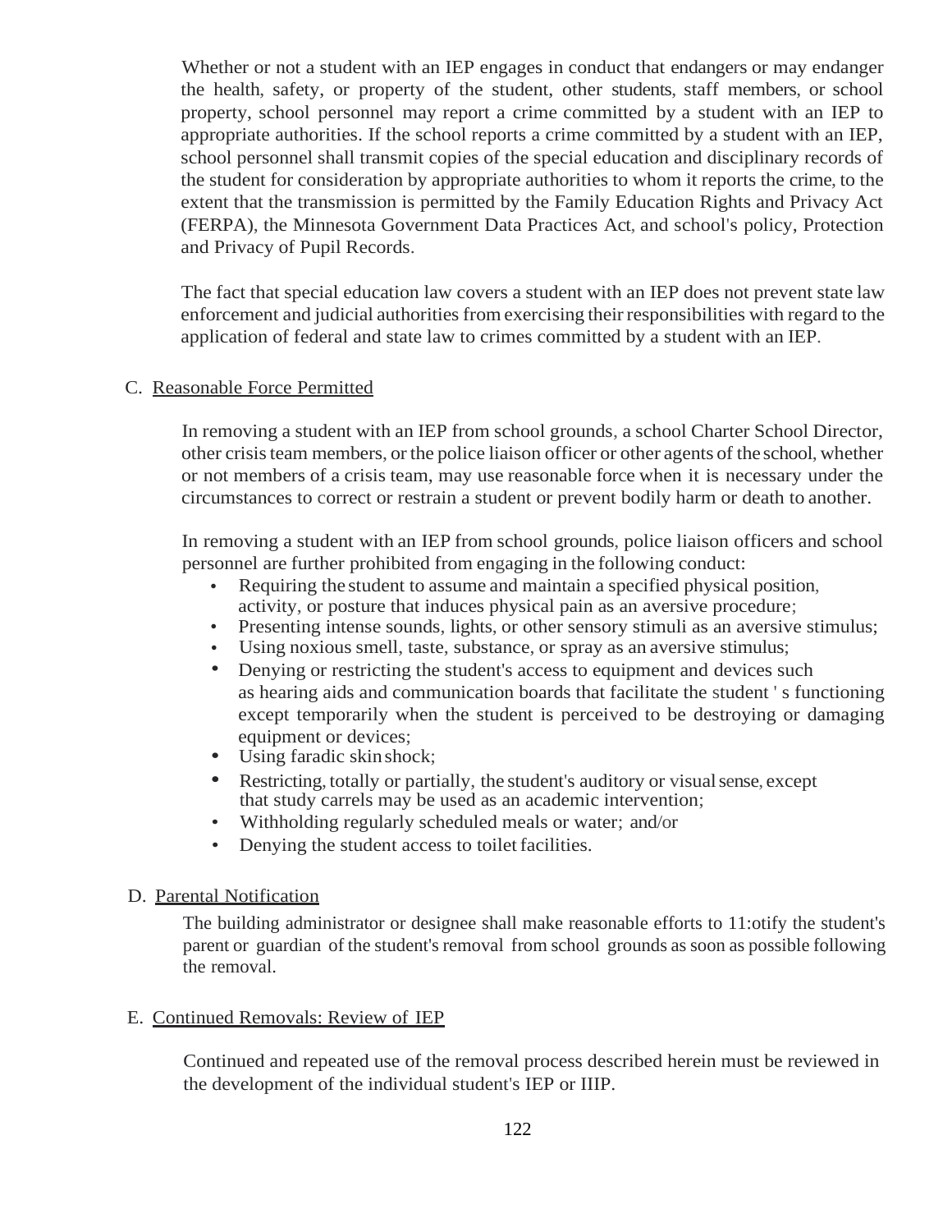Whether or not a student with an IEP engages in conduct that endangers or may endanger the health, safety, or property of the student, other students, staff members, or school property, school personnel may report a crime committed by a student with an IEP to appropriate authorities. If the school reports a crime committed by a student with an IEP, school personnel shall transmit copies of the special education and disciplinary records of the student for consideration by appropriate authorities to whom it reports the crime, to the extent that the transmission is permitted by the Family Education Rights and Privacy Act (FERPA), the Minnesota Government Data Practices Act, and school's policy, Protection and Privacy of Pupil Records.

The fact that special education law covers a student with an IEP does not prevent state law enforcement and judicial authorities from exercising their responsibilities with regard to the application of federal and state law to crimes committed by a student with an IEP.

C. Reasonable Force Permitted

In removing a student with an IEP from school grounds, a school Charter School Director, other crisis team members, or the police liaison officer or other agents of the school, whether or not members of a crisis team, may use reasonable force when it is necessary under the circumstances to correct or restrain a student or prevent bodily harm or death to another.

In removing a student with an IEP from school grounds, police liaison officers and school personnel are further prohibited from engaging in the following conduct:

- Requiring the student to assume and maintain a specified physical position, activity, or posture that induces physical pain as an aversive procedure;
- Presenting intense sounds, lights, or other sensory stimuli as an aversive stimulus;
- Using noxious smell, taste, substance, or spray as an aversive stimulus;
- Denying or restricting the student's access to equipment and devices such as hearing aids and communication boards that facilitate the student ' s functioning except temporarily when the student is perceived to be destroying or damaging equipment or devices;
- Using faradic skin shock;
- Restricting, totally or partially, the student's auditory or visual sense, except that study carrels may be used as an academic intervention;
- Withholding regularly scheduled meals or water; and/or
- Denying the student access to toilet facilities.

D. Parental Notification

The building administrator or designee shall make reasonable efforts to 11:otify the student's parent or guardian of the student's removal from school grounds as soon as possible following the removal.

E. Continued Removals: Review of IEP

Continued and repeated use of the removal process described herein must be reviewed in the development of the individual student's IEP or IIIP.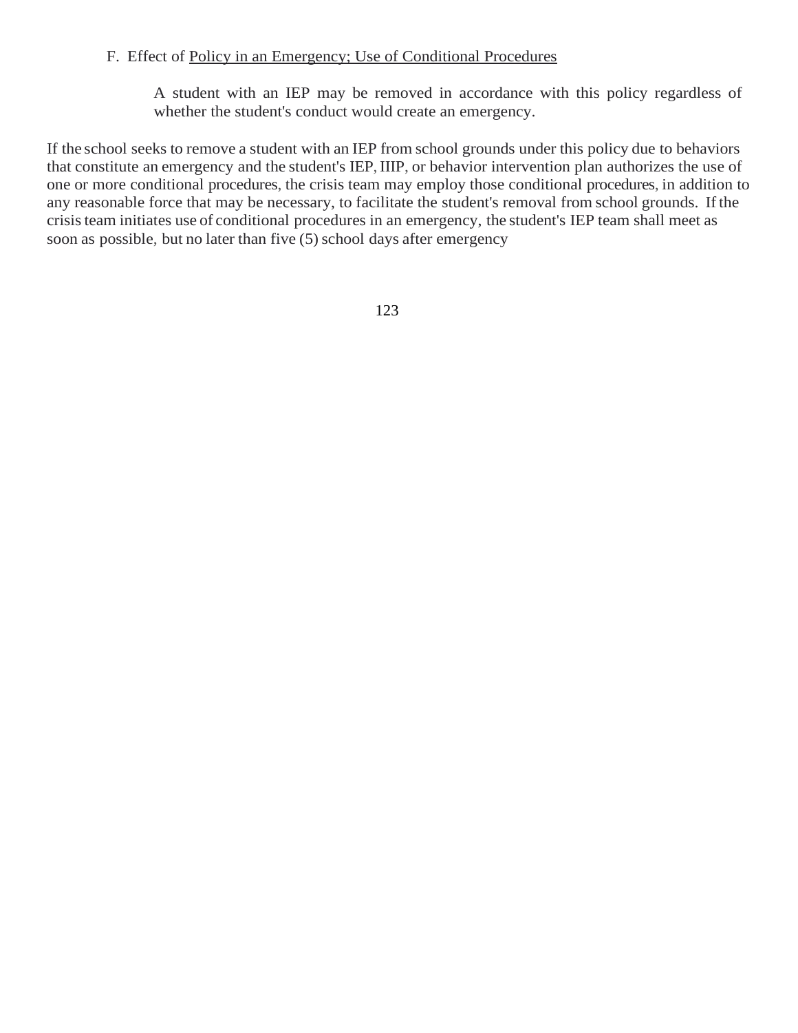F. Effect of Policy in an Emergency; Use of Conditional Procedures

A student with an IEP may be removed in accordance with this policy regardless of whether the student's conduct would create an emergency.

If the school seeks to remove a student with an IEP from school grounds under this policy due to behaviors that constitute an emergency and the student's IEP, IIIP, or behavior intervention plan authorizes the use of one or more conditional procedures, the crisis team may employ those conditional procedures, in addition to any reasonable force that may be necessary, to facilitate the student's removal from school grounds. If the crisis team initiates use of conditional procedures in an emergency, the student's IEP team shall meet as soon as possible, but no later than five (5) school days after emergency